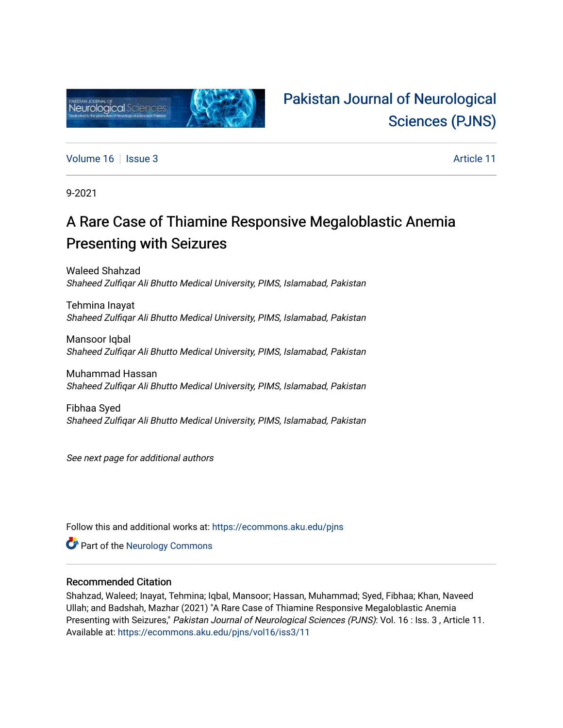# Pakistan Journal of Neurological Sciences (PJNS)

Volume 16 | Issue 3 | Article 11

9-2021

## A Rare Case of Thiamine Responsive Megaloblastic Anemia Presenting with Seizures

Waleed Shahzad
*Shaheed Zulfiqar Ali Bhutto Medical University, PIMS, Islamabad, Pakistan*

Tehmina Inayat
*Shaheed Zulfiqar Ali Bhutto Medical University, PIMS, Islamabad, Pakistan*

Mansoor Iqbal
*Shaheed Zulfiqar Ali Bhutto Medical University, PIMS, Islamabad, Pakistan*

Muhammad Hassan
*Shaheed Zulfiqar Ali Bhutto Medical University, PIMS, Islamabad, Pakistan*

Fibhaa Syed
*Shaheed Zulfiqar Ali Bhutto Medical University, PIMS, Islamabad, Pakistan*

*See next page for additional authors*

Follow this and additional works at: https://ecommons.aku.edu/pjns

Part of the Neurology Commons

### Recommended Citation

Shahzad, Waleed; Inayat, Tehmina; Iqbal, Mansoor; Hassan, Muhammad; Syed, Fibhaa; Khan, Naveed Ullah; and Badshah, Mazhar (2021) "A Rare Case of Thiamine Responsive Megaloblastic Anemia Presenting with Seizures," *Pakistan Journal of Neurological Sciences (PJNS)*: Vol. 16 : Iss. 3 , Article 11.
Available at: https://ecommons.aku.edu/pjns/vol16/iss3/11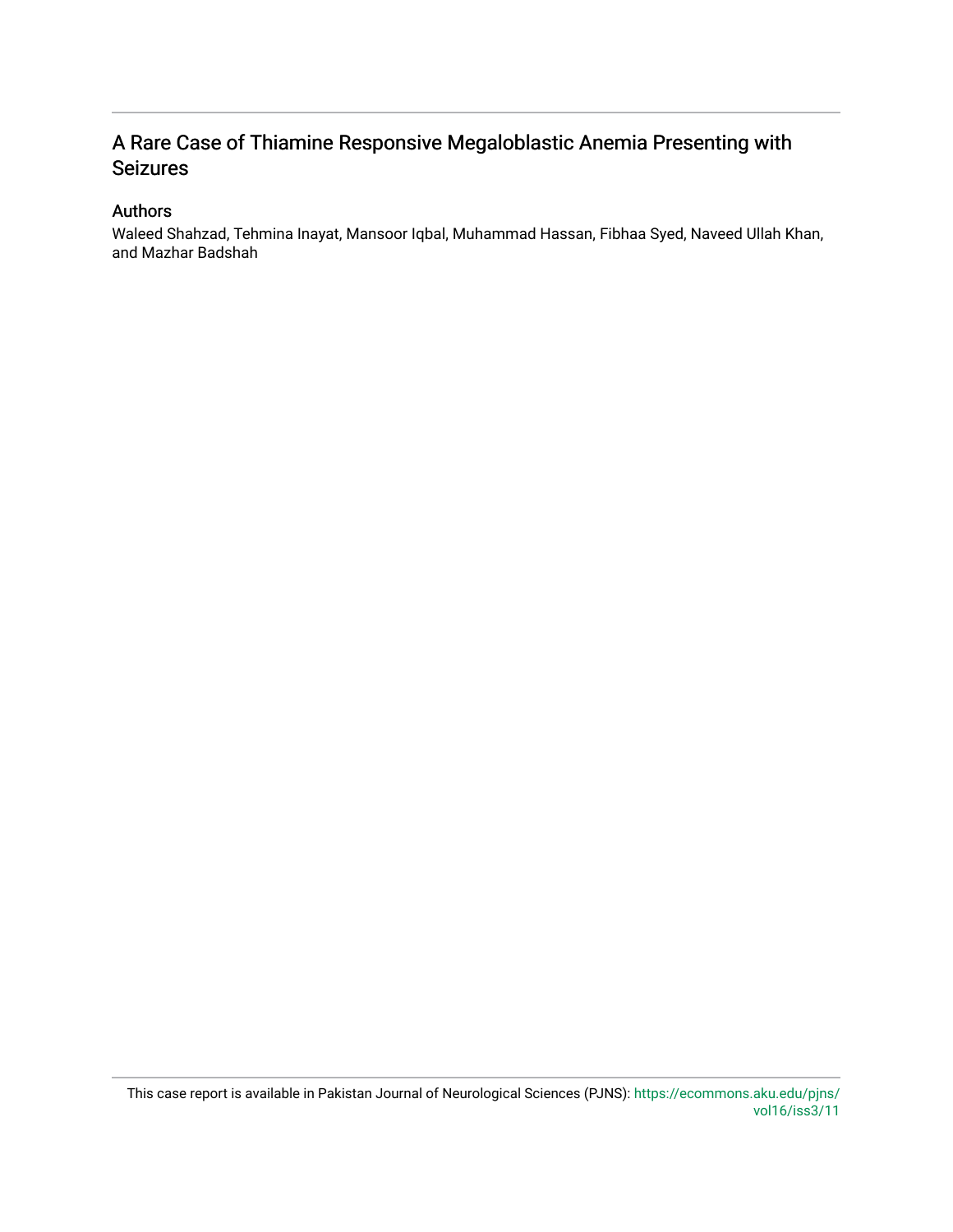A Rare Case of Thiamine Responsive Megaloblastic Anemia Presenting with Seizures

## Authors

Waleed Shahzad, Tehmina Inayat, Mansoor Iqbal, Muhammad Hassan, Fibhaa Syed, Naveed Ullah Khan, and Mazhar Badshah

This case report is available in Pakistan Journal of Neurological Sciences (PJNS): https://ecommons.aku.edu/pjns/vol16/iss3/11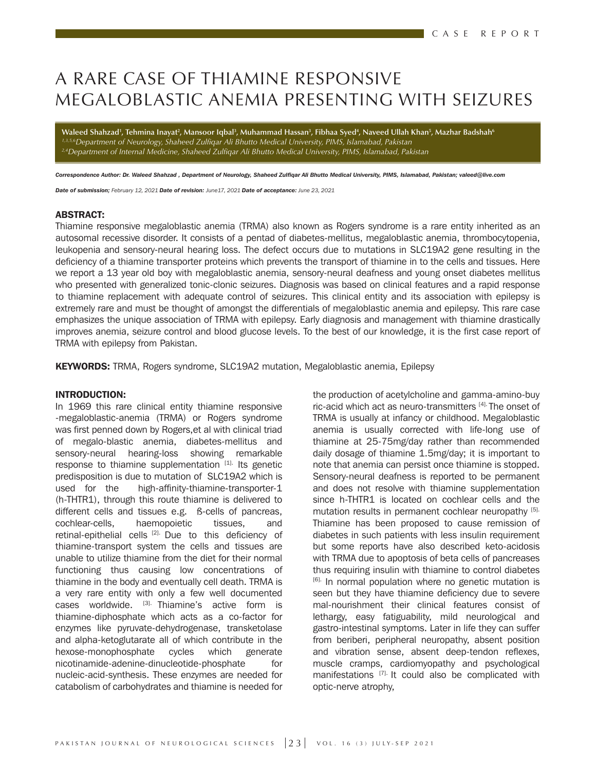CASE REPORT

# A RARE CASE OF THIAMINE RESPONSIVE MEGALOBLASTIC ANEMIA PRESENTING WITH SEIZURES

**Waleed Shahzad[1], Tehmina Inayat[2], Mansoor Iqbal[3], Muhammad Hassan[3], Fibhaa Syed[4], Naveed Ullah Khan[5], Mazhar Badshah[6]**
*[1,3,5,6]Department of Neurology, Shaheed Zulfiqar Ali Bhutto Medical University, PIMS, Islamabad, Pakistan*
*[2,4]Department of Internal Medicine, Shaheed Zulfiqar Ali Bhutto Medical University, PIMS, Islamabad, Pakistan*

***Correspondence Author:** Dr. Waleed Shahzad , Department of Neurology, Shaheed Zulfiqar Ali Bhutto Medical University, PIMS, Islamabad, Pakistan; valeed@live.com*

***Date of submission;** February 12, 2021 **Date of revision:** June17, 2021 **Date of acceptance:** June 23, 2021*

## ABSTRACT:

Thiamine responsive megaloblastic anemia (TRMA) also known as Rogers syndrome is a rare entity inherited as an autosomal recessive disorder. It consists of a pentad of diabetes-mellitus, megaloblastic anemia, thrombocytopenia, leukopenia and sensory-neural hearing loss. The defect occurs due to mutations in SLC19A2 gene resulting in the deficiency of a thiamine transporter proteins which prevents the transport of thiamine in to the cells and tissues. Here we report a 13 year old boy with megaloblastic anemia, sensory-neural deafness and young onset diabetes mellitus who presented with generalized tonic-clonic seizures. Diagnosis was based on clinical features and a rapid response to thiamine replacement with adequate control of seizures. This clinical entity and its association with epilepsy is extremely rare and must be thought of amongst the differentials of megaloblastic anemia and epilepsy. This rare case emphasizes the unique association of TRMA with epilepsy. Early diagnosis and management with thiamine drastically improves anemia, seizure control and blood glucose levels. To the best of our knowledge, it is the first case report of TRMA with epilepsy from Pakistan.

**KEYWORDS:** TRMA, Rogers syndrome, SLC19A2 mutation, Megaloblastic anemia, Epilepsy

## INTRODUCTION:

In 1969 this rare clinical entity thiamine responsive -megaloblastic-anemia (TRMA) or Rogers syndrome was first penned down by Rogers,et al with clinical triad of megalo-blastic anemia, diabetes-mellitus and sensory-neural hearing-loss showing remarkable response to thiamine supplementation [1]. Its genetic predisposition is due to mutation of SLC19A2 which is used for the high-affinity-thiamine-transporter-1 (h-THTR1), through this route thiamine is delivered to different cells and tissues e.g. ß-cells of pancreas, cochlear-cells, haemopoietic tissues, and retinal-epithelial cells [2]. Due to this deficiency of thiamine-transport system the cells and tissues are unable to utilize thiamine from the diet for their normal functioning thus causing low concentrations of thiamine in the body and eventually cell death. TRMA is a very rare entity with only a few well documented cases worldwide. [3]. Thiamine's active form is thiamine-diphosphate which acts as a co-factor for enzymes like pyruvate-dehydrogenase, transketolase and alpha-ketoglutarate all of which contribute in the hexose-monophosphate cycles which generate nicotinamide-adenine-dinucleotide-phosphate for nucleic-acid-synthesis. These enzymes are needed for catabolism of carbohydrates and thiamine is needed for the production of acetylcholine and gamma-amino-buy ric-acid which act as neuro-transmitters [4]. The onset of TRMA is usually at infancy or childhood. Megaloblastic anemia is usually corrected with life-long use of thiamine at 25-75mg/day rather than recommended daily dosage of thiamine 1.5mg/day; it is important to note that anemia can persist once thiamine is stopped. Sensory-neural deafness is reported to be permanent and does not resolve with thiamine supplementation since h-THTR1 is located on cochlear cells and the mutation results in permanent cochlear neuropathy [5]. Thiamine has been proposed to cause remission of diabetes in such patients with less insulin requirement but some reports have also described keto-acidosis with TRMA due to apoptosis of beta cells of pancreases thus requiring insulin with thiamine to control diabetes [6]. In normal population where no genetic mutation is seen but they have thiamine deficiency due to severe mal-nourishment their clinical features consist of lethargy, easy fatiguability, mild neurological and gastro-intestinal symptoms. Later in life they can suffer from beriberi, peripheral neuropathy, absent position and vibration sense, absent deep-tendon reflexes, muscle cramps, cardiomyopathy and psychological manifestations [7]. It could also be complicated with optic-nerve atrophy,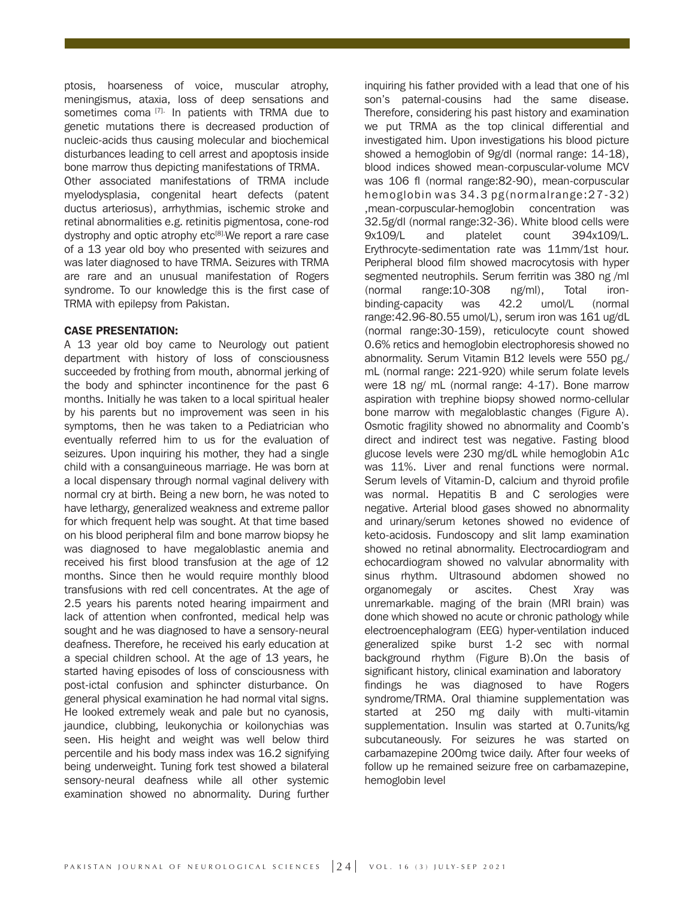ptosis, hoarseness of voice, muscular atrophy, meningismus, ataxia, loss of deep sensations and sometimes coma [7]. In patients with TRMA due to genetic mutations there is decreased production of nucleic-acids thus causing molecular and biochemical disturbances leading to cell arrest and apoptosis inside bone marrow thus depicting manifestations of TRMA.

Other associated manifestations of TRMA include myelodysplasia, congenital heart defects (patent ductus arteriosus), arrhythmias, ischemic stroke and retinal abnormalities e.g. retinitis pigmentosa, cone-rod dystrophy and optic atrophy etc[8]. We report a rare case of a 13 year old boy who presented with seizures and was later diagnosed to have TRMA. Seizures with TRMA are rare and an unusual manifestation of Rogers syndrome. To our knowledge this is the first case of TRMA with epilepsy from Pakistan.

## CASE PRESENTATION:

A 13 year old boy came to Neurology out patient department with history of loss of consciousness succeeded by frothing from mouth, abnormal jerking of the body and sphincter incontinence for the past 6 months. Initially he was taken to a local spiritual healer by his parents but no improvement was seen in his symptoms, then he was taken to a Pediatrician who eventually referred him to us for the evaluation of seizures. Upon inquiring his mother, they had a single child with a consanguineous marriage. He was born at a local dispensary through normal vaginal delivery with normal cry at birth. Being a new born, he was noted to have lethargy, generalized weakness and extreme pallor for which frequent help was sought. At that time based on his blood peripheral film and bone marrow biopsy he was diagnosed to have megaloblastic anemia and received his first blood transfusion at the age of 12 months. Since then he would require monthly blood transfusions with red cell concentrates. At the age of 2.5 years his parents noted hearing impairment and lack of attention when confronted, medical help was sought and he was diagnosed to have a sensory-neural deafness. Therefore, he received his early education at a special children school. At the age of 13 years, he started having episodes of loss of consciousness with post-ictal confusion and sphincter disturbance. On general physical examination he had normal vital signs. He looked extremely weak and pale but no cyanosis, jaundice, clubbing, leukonychia or koilonychias was seen. His height and weight was well below third percentile and his body mass index was 16.2 signifying being underweight. Tuning fork test showed a bilateral sensory-neural deafness while all other systemic examination showed no abnormality. During further inquiring his father provided with a lead that one of his son's paternal-cousins had the same disease. Therefore, considering his past history and examination we put TRMA as the top clinical differential and investigated him. Upon investigations his blood picture showed a hemoglobin of 9g/dl (normal range: 14-18), blood indices showed mean-corpuscular-volume MCV was 106 fl (normal range:82-90), mean-corpuscular hemoglobin was 34.3 pg(normalrange:27-32) ,mean-corpuscular-hemoglobin concentration was 32.5g/dl (normal range:32-36). White blood cells were 9x109/L and platelet count 394x109/L. Erythrocyte-sedimentation rate was 11mm/1st hour. Peripheral blood film showed macrocytosis with hyper segmented neutrophils. Serum ferritin was 380 ng /ml (normal range:10-308 ng/ml), Total iron-binding-capacity was 42.2 umol/L (normal range:42.96-80.55 umol/L), serum iron was 161 ug/dL (normal range:30-159), reticulocyte count showed 0.6% retics and hemoglobin electrophoresis showed no abnormality. Serum Vitamin B12 levels were 550 pg./mL (normal range: 221-920) while serum folate levels were 18 ng/ mL (normal range: 4-17). Bone marrow aspiration with trephine biopsy showed normo-cellular bone marrow with megaloblastic changes (Figure A). Osmotic fragility showed no abnormality and Coomb's direct and indirect test was negative. Fasting blood glucose levels were 230 mg/dL while hemoglobin A1c was 11%. Liver and renal functions were normal. Serum levels of Vitamin-D, calcium and thyroid profile was normal. Hepatitis B and C serologies were negative. Arterial blood gases showed no abnormality and urinary/serum ketones showed no evidence of keto-acidosis. Fundoscopy and slit lamp examination showed no retinal abnormality. Electrocardiogram and echocardiogram showed no valvular abnormality with sinus rhythm. Ultrasound abdomen showed no organomegaly or ascites. Chest Xray was unremarkable. maging of the brain (MRI brain) was done which showed no acute or chronic pathology while electroencephalogram (EEG) hyper-ventilation induced generalized spike burst 1-2 sec with normal background rhythm (Figure B).On the basis of significant history, clinical examination and laboratory findings he was diagnosed to have Rogers syndrome/TRMA. Oral thiamine supplementation was started at 250 mg daily with multi-vitamin supplementation. Insulin was started at 0.7units/kg subcutaneously. For seizures he was started on carbamazepine 200mg twice daily. After four weeks of follow up he remained seizure free on carbamazepine, hemoglobin level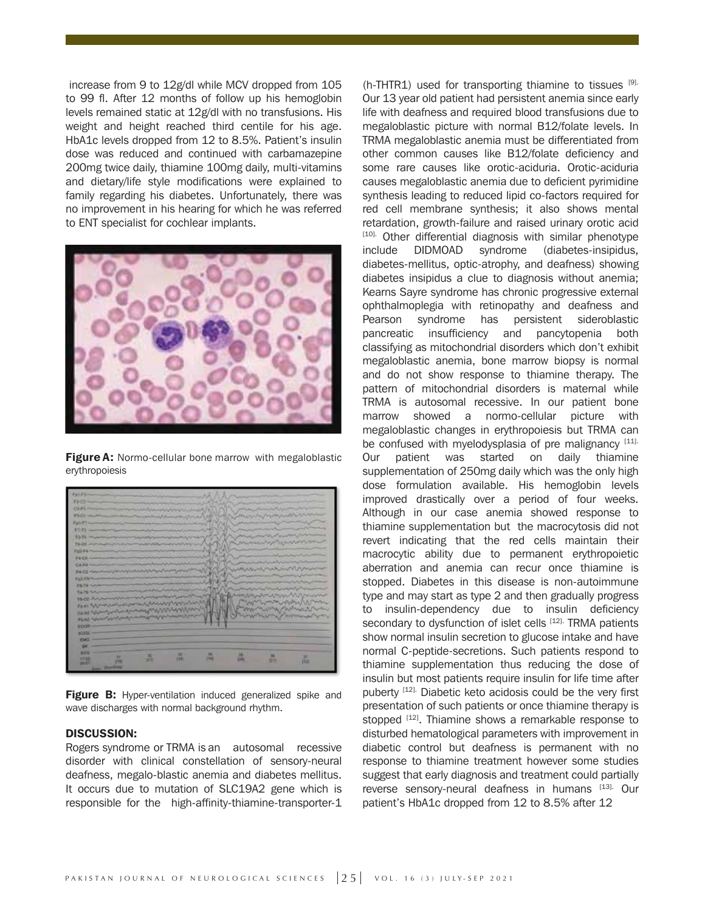increase from 9 to 12g/dl while MCV dropped from 105 to 99 fl. After 12 months of follow up his hemoglobin levels remained static at 12g/dl with no transfusions. His weight and height reached third centile for his age. HbA1c levels dropped from 12 to 8.5%. Patient's insulin dose was reduced and continued with carbamazepine 200mg twice daily, thiamine 100mg daily, multi-vitamins and dietary/life style modifications were explained to family regarding his diabetes. Unfortunately, there was no improvement in his hearing for which he was referred to ENT specialist for cochlear implants.

**Figure A:** Normo-cellular bone marrow with megaloblastic erythropoiesis

**Figure B:** Hyper-ventilation induced generalized spike and wave discharges with normal background rhythm.

### DISCUSSION:

Rogers syndrome or TRMA is an autosomal recessive disorder with clinical constellation of sensory-neural deafness, megalo-blastic anemia and diabetes mellitus. It occurs due to mutation of SLC19A2 gene which is responsible for the high-affinity-thiamine-transporter-1 (h-THTR1) used for transporting thiamine to tissues [9]. Our 13 year old patient had persistent anemia since early life with deafness and required blood transfusions due to megaloblastic picture with normal B12/folate levels. In TRMA megaloblastic anemia must be differentiated from other common causes like B12/folate deficiency and some rare causes like orotic-aciduria. Orotic-aciduria causes megaloblastic anemia due to deficient pyrimidine synthesis leading to reduced lipid co-factors required for red cell membrane synthesis; it also shows mental retardation, growth-failure and raised urinary orotic acid [10]. Other differential diagnosis with similar phenotype include DIDMOAD syndrome (diabetes-insipidus, diabetes-mellitus, optic-atrophy, and deafness) showing diabetes insipidus a clue to diagnosis without anemia; Kearns Sayre syndrome has chronic progressive external ophthalmoplegia with retinopathy and deafness and Pearson syndrome has persistent sideroblastic pancreatic insufficiency and pancytopenia both classifying as mitochondrial disorders which don't exhibit megaloblastic anemia, bone marrow biopsy is normal and do not show response to thiamine therapy. The pattern of mitochondrial disorders is maternal while TRMA is autosomal recessive. In our patient bone marrow showed a normo-cellular picture with megaloblastic changes in erythropoiesis but TRMA can be confused with myelodysplasia of pre malignancy [11]. Our patient was started on daily thiamine supplementation of 250mg daily which was the only high dose formulation available. His hemoglobin levels improved drastically over a period of four weeks. Although in our case anemia showed response to thiamine supplementation but the macrocytosis did not revert indicating that the red cells maintain their macrocytic ability due to permanent erythropoietic aberration and anemia can recur once thiamine is stopped. Diabetes in this disease is non-autoimmune type and may start as type 2 and then gradually progress to insulin-dependency due to insulin deficiency secondary to dysfunction of islet cells [12]. TRMA patients show normal insulin secretion to glucose intake and have normal C-peptide-secretions. Such patients respond to thiamine supplementation thus reducing the dose of insulin but most patients require insulin for life time after puberty [12]. Diabetic keto acidosis could be the very first presentation of such patients or once thiamine therapy is stopped [12]. Thiamine shows a remarkable response to disturbed hematological parameters with improvement in diabetic control but deafness is permanent with no response to thiamine treatment however some studies suggest that early diagnosis and treatment could partially reverse sensory-neural deafness in humans [13]. Our patient's HbA1c dropped from 12 to 8.5% after 12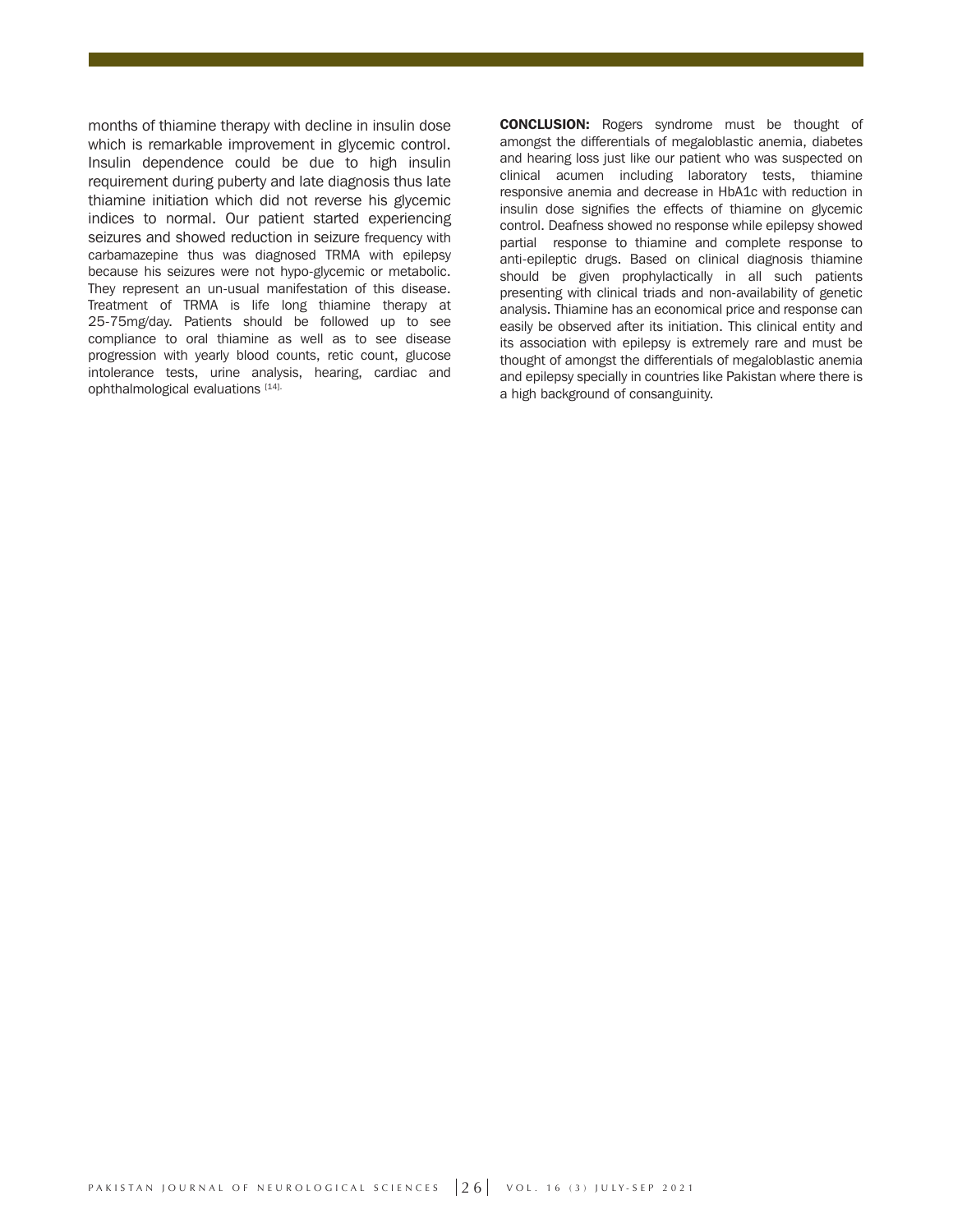months of thiamine therapy with decline in insulin dose which is remarkable improvement in glycemic control. Insulin dependence could be due to high insulin requirement during puberty and late diagnosis thus late thiamine initiation which did not reverse his glycemic indices to normal. Our patient started experiencing seizures and showed reduction in seizure frequency with carbamazepine thus was diagnosed TRMA with epilepsy because his seizures were not hypo-glycemic or metabolic. They represent an un-usual manifestation of this disease. Treatment of TRMA is life long thiamine therapy at 25-75mg/day. Patients should be followed up to see compliance to oral thiamine as well as to see disease progression with yearly blood counts, retic count, glucose intolerance tests, urine analysis, hearing, cardiac and ophthalmological evaluations [14].

**CONCLUSION:** Rogers syndrome must be thought of amongst the differentials of megaloblastic anemia, diabetes and hearing loss just like our patient who was suspected on clinical acumen including laboratory tests, thiamine responsive anemia and decrease in HbA1c with reduction in insulin dose signifies the effects of thiamine on glycemic control. Deafness showed no response while epilepsy showed partial response to thiamine and complete response to anti-epileptic drugs. Based on clinical diagnosis thiamine should be given prophylactically in all such patients presenting with clinical triads and non-availability of genetic analysis. Thiamine has an economical price and response can easily be observed after its initiation. This clinical entity and its association with epilepsy is extremely rare and must be thought of amongst the differentials of megaloblastic anemia and epilepsy specially in countries like Pakistan where there is a high background of consanguinity.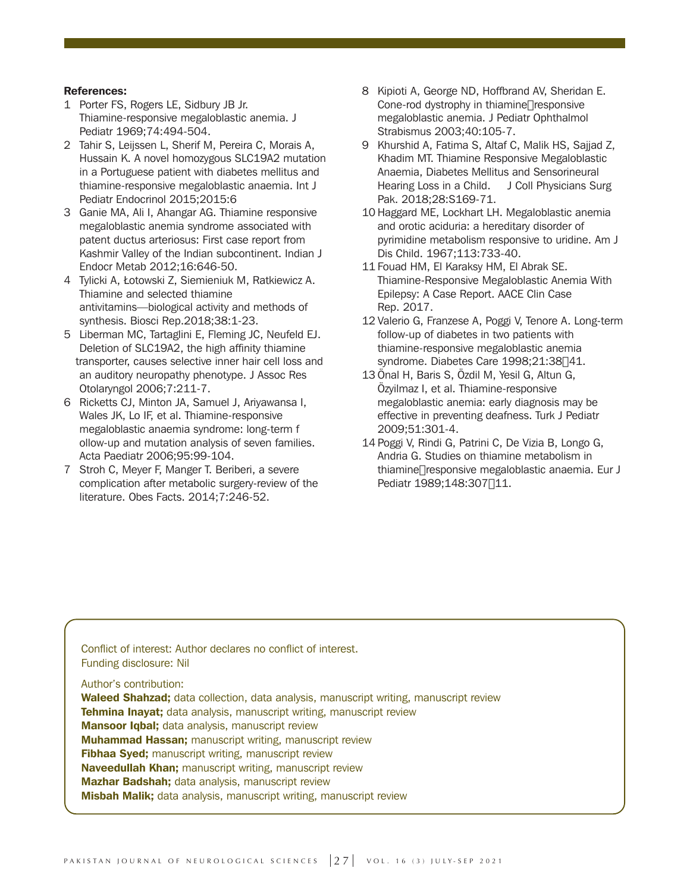**References:**

1. Porter FS, Rogers LE, Sidbury JB Jr. Thiamine-responsive megaloblastic anemia. J Pediatr 1969;74:494-504.
2. Tahir S, Leijssen L, Sherif M, Pereira C, Morais A, Hussain K. A novel homozygous SLC19A2 mutation in a Portuguese patient with diabetes mellitus and thiamine-responsive megaloblastic anaemia. Int J Pediatr Endocrinol 2015;2015:6
3. Ganie MA, Ali I, Ahangar AG. Thiamine responsive megaloblastic anemia syndrome associated with patent ductus arteriosus: First case report from Kashmir Valley of the Indian subcontinent. Indian J Endocr Metab 2012;16:646-50.
4. Tylicki A, Łotowski Z, Siemieniuk M, Ratkiewicz A. Thiamine and selected thiamine antivitamins—biological activity and methods of synthesis. Biosci Rep.2018;38:1-23.
5. Liberman MC, Tartaglini E, Fleming JC, Neufeld EJ. Deletion of SLC19A2, the high affinity thiamine transporter, causes selective inner hair cell loss and an auditory neuropathy phenotype. J Assoc Res Otolaryngol 2006;7:211-7.
6. Ricketts CJ, Minton JA, Samuel J, Ariyawansa I, Wales JK, Lo IF, et al. Thiamine-responsive megaloblastic anaemia syndrome: long-term f ollow-up and mutation analysis of seven families. Acta Paediatr 2006;95:99-104.
7. Stroh C, Meyer F, Manger T. Beriberi, a severe complication after metabolic surgery-review of the literature. Obes Facts. 2014;7:246-52.
8. Kipioti A, George ND, Hoffbrand AV, Sheridan E. Cone-rod dystrophy in thiamine‐responsive megaloblastic anemia. J Pediatr Ophthalmol Strabismus 2003;40:105-7.
9. Khurshid A, Fatima S, Altaf C, Malik HS, Sajjad Z, Khadim MT. Thiamine Responsive Megaloblastic Anaemia, Diabetes Mellitus and Sensorineural Hearing Loss in a Child. J Coll Physicians Surg Pak. 2018;28:S169-71.
10. Haggard ME, Lockhart LH. Megaloblastic anemia and orotic aciduria: a hereditary disorder of pyrimidine metabolism responsive to uridine. Am J Dis Child. 1967;113:733-40.
11. Fouad HM, El Karaksy HM, El Abrak SE. Thiamine-Responsive Megaloblastic Anemia With Epilepsy: A Case Report. AACE Clin Case Rep. 2017.
12. Valerio G, Franzese A, Poggi V, Tenore A. Long-term follow-up of diabetes in two patients with thiamine-responsive megaloblastic anemia syndrome. Diabetes Care 1998;21:38‐41.
13. Önal H, Baris S, Özdil M, Yesil G, Altun G, Özyilmaz I, et al. Thiamine-responsive megaloblastic anemia: early diagnosis may be effective in preventing deafness. Turk J Pediatr 2009;51:301-4.
14. Poggi V, Rindi G, Patrini C, De Vizia B, Longo G, Andria G. Studies on thiamine metabolism in thiamine‐responsive megaloblastic anaemia. Eur J Pediatr 1989;148:307‐11.

Conflict of interest: Author declares no conflict of interest.
Funding disclosure: Nil

Author's contribution:
**Waleed Shahzad;** data collection, data analysis, manuscript writing, manuscript review
**Tehmina Inayat;** data analysis, manuscript writing, manuscript review
**Mansoor Iqbal;** data analysis, manuscript review
**Muhammad Hassan;** manuscript writing, manuscript review
**Fibhaa Syed;** manuscript writing, manuscript review
**Naveedullah Khan;** manuscript writing, manuscript review
**Mazhar Badshah;** data analysis, manuscript review
**Misbah Malik;** data analysis, manuscript writing, manuscript review